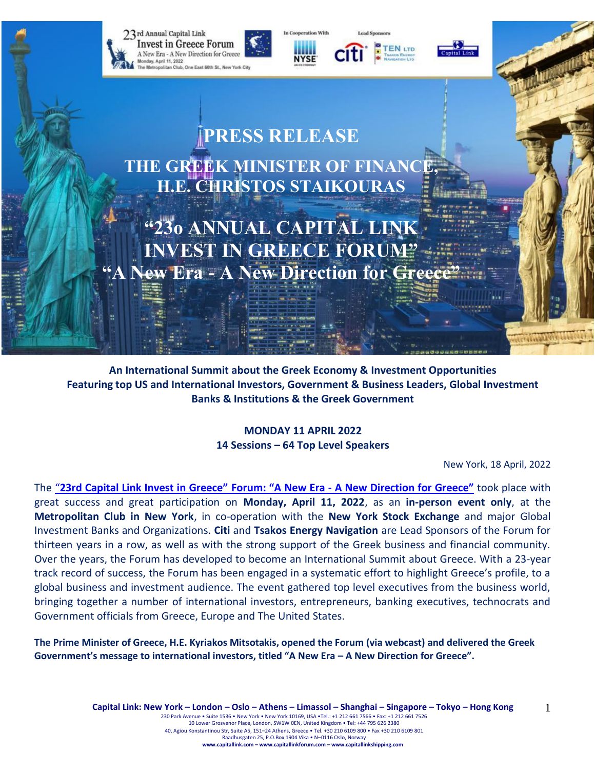23rd Annual Capital Link Invest in Greece Forum
A New Era - A New Direction for Greece
Monday, April 11, 2022
The Metropolitan Club, One East 60th St., New York City

In Cooperation With NYSE — Lead Sponsors: Citi, TEN LTD Tsakos Energy Navigation Ltd, Capital Link

# PRESS RELEASE

## THE GREEK MINISTER OF FINANCE, H.E. CHRISTOS STAIKOURAS

## "23o ANNUAL CAPITAL LINK INVEST IN GREECE FORUM" "A New Era - A New Direction for Greece"

**An International Summit about the Greek Economy & Investment Opportunities Featuring top US and International Investors, Government & Business Leaders, Global Investment Banks & Institutions & the Greek Government**

**MONDAY 11 APRIL 2022**
**14 Sessions – 64 Top Level Speakers**

New York, 18 April, 2022

The **"23rd Capital Link Invest in Greece" Forum: "A New Era - A New Direction for Greece"** took place with great success and great participation on **Monday, April 11, 2022**, as an **in-person event only**, at the **Metropolitan Club in New York**, in co-operation with the **New York Stock Exchange** and major Global Investment Banks and Organizations. **Citi** and **Tsakos Energy Navigation** are Lead Sponsors of the Forum for thirteen years in a row, as well as with the strong support of the Greek business and financial community. Over the years, the Forum has developed to become an International Summit about Greece. With a 23-year track record of success, the Forum has been engaged in a systematic effort to highlight Greece's profile, to a global business and investment audience. The event gathered top level executives from the business world, bringing together a number of international investors, entrepreneurs, banking executives, technocrats and Government officials from Greece, Europe and The United States.

**The Prime Minister of Greece, H.E. Kyriakos Mitsotakis, opened the Forum (via webcast) and delivered the Greek Government's message to international investors, titled "A New Era – A New Direction for Greece".**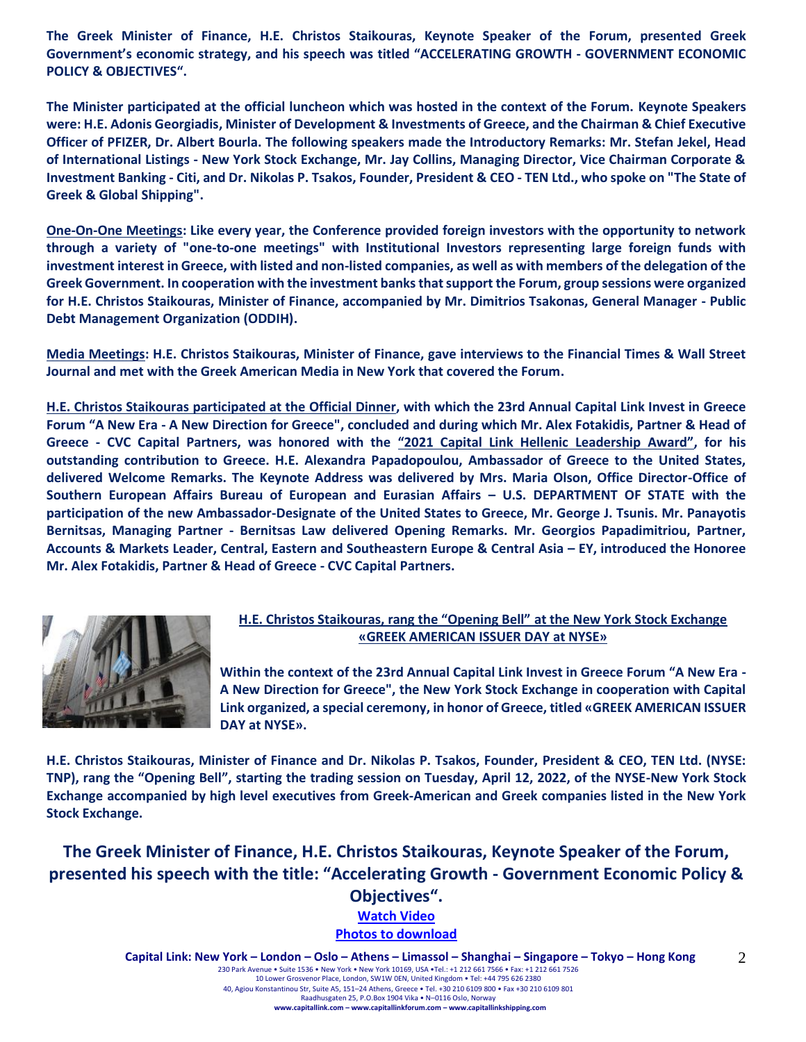**The Greek Minister of Finance, H.E. Christos Staikouras, Keynote Speaker of the Forum, presented Greek Government's economic strategy, and his speech was titled "ACCELERATING GROWTH - GOVERNMENT ECONOMIC POLICY & OBJECTIVES".**

**The Minister participated at the official luncheon which was hosted in the context of the Forum. Keynote Speakers were: H.E. Adonis Georgiadis, Minister of Development & Investments of Greece, and the Chairman & Chief Executive Officer of PFIZER, Dr. Albert Bourla. The following speakers made the Introductory Remarks: Mr. Stefan Jekel, Head of International Listings - New York Stock Exchange, Mr. Jay Collins, Managing Director, Vice Chairman Corporate & Investment Banking - Citi, and Dr. Nikolas P. Tsakos, Founder, President & CEO - TEN Ltd., who spoke on "The State of Greek & Global Shipping".**

**One-On-One Meetings: Like every year, the Conference provided foreign investors with the opportunity to network through a variety of "one-to-one meetings" with Institutional Investors representing large foreign funds with investment interest in Greece, with listed and non-listed companies, as well as with members of the delegation of the Greek Government. In cooperation with the investment banks that support the Forum, group sessions were organized for H.E. Christos Staikouras, Minister of Finance, accompanied by Mr. Dimitrios Tsakonas, General Manager - Public Debt Management Organization (ODDIH).**

**Media Meetings: H.E. Christos Staikouras, Minister of Finance, gave interviews to the Financial Times & Wall Street Journal and met with the Greek American Media in New York that covered the Forum.**

**H.E. Christos Staikouras participated at the Official Dinner, with which the 23rd Annual Capital Link Invest in Greece Forum "A New Era - A New Direction for Greece", concluded and during which Mr. Alex Fotakidis, Partner & Head of Greece - CVC Capital Partners, was honored with the "2021 Capital Link Hellenic Leadership Award", for his outstanding contribution to Greece. H.E. Alexandra Papadopoulou, Ambassador of Greece to the United States, delivered Welcome Remarks. The Keynote Address was delivered by Mrs. Maria Olson, Office Director-Office of Southern European Affairs Bureau of European and Eurasian Affairs – U.S. DEPARTMENT OF STATE with the participation of the new Ambassador-Designate of the United States to Greece, Mr. George J. Tsunis. Mr. Panayotis Bernitsas, Managing Partner - Bernitsas Law delivered Opening Remarks. Mr. Georgios Papadimitriou, Partner, Accounts & Markets Leader, Central, Eastern and Southeastern Europe & Central Asia – EY, introduced the Honoree Mr. Alex Fotakidis, Partner & Head of Greece - CVC Capital Partners.**

**H.E. Christos Staikouras, rang the "Opening Bell" at the New York Stock Exchange «GREEK AMERICAN ISSUER DAY at NYSE»**

**Within the context of the 23rd Annual Capital Link Invest in Greece Forum "A New Era - A New Direction for Greece", the New York Stock Exchange in cooperation with Capital Link organized, a special ceremony, in honor of Greece, titled «GREEK AMERICAN ISSUER DAY at NYSE».**

**H.E. Christos Staikouras, Minister of Finance and Dr. Nikolas P. Tsakos, Founder, President & CEO, TEN Ltd. (NYSE: TNP), rang the "Opening Bell", starting the trading session on Tuesday, April 12, 2022, of the NYSE-New York Stock Exchange accompanied by high level executives from Greek-American and Greek companies listed in the New York Stock Exchange.**

## The Greek Minister of Finance, H.E. Christos Staikouras, Keynote Speaker of the Forum, presented his speech with the title: "Accelerating Growth - Government Economic Policy & Objectives".

**Watch Video**

**Photos to download**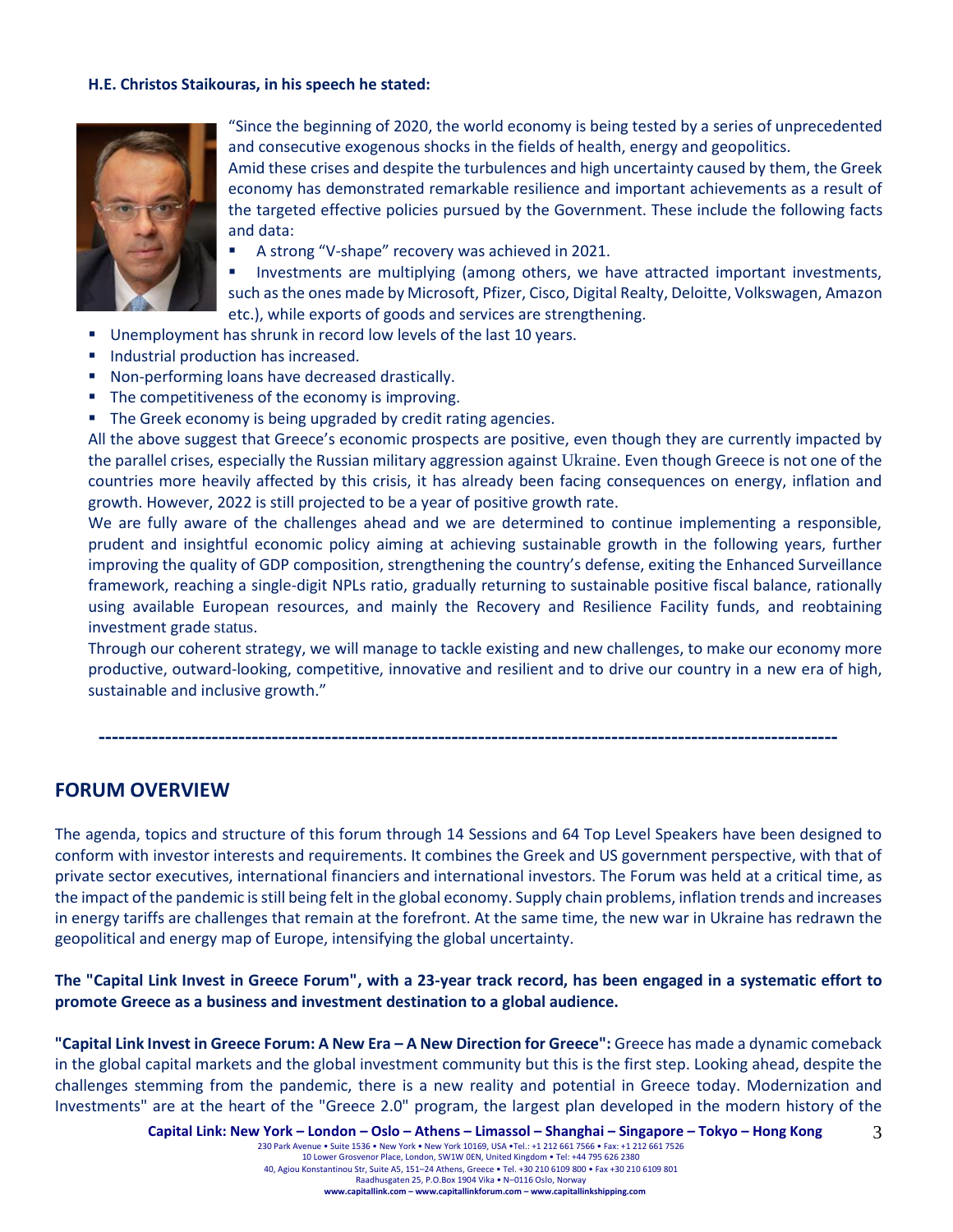**H.E. Christos Staikouras, in his speech he stated:**

"Since the beginning of 2020, the world economy is being tested by a series of unprecedented and consecutive exogenous shocks in the fields of health, energy and geopolitics.

Amid these crises and despite the turbulences and high uncertainty caused by them, the Greek economy has demonstrated remarkable resilience and important achievements as a result of the targeted effective policies pursued by the Government. These include the following facts and data:

- A strong "V-shape" recovery was achieved in 2021.
- Investments are multiplying (among others, we have attracted important investments, such as the ones made by Microsoft, Pfizer, Cisco, Digital Realty, Deloitte, Volkswagen, Amazon etc.), while exports of goods and services are strengthening.
- Unemployment has shrunk in record low levels of the last 10 years.
- Industrial production has increased.
- Non-performing loans have decreased drastically.
- The competitiveness of the economy is improving.
- The Greek economy is being upgraded by credit rating agencies.

All the above suggest that Greece's economic prospects are positive, even though they are currently impacted by the parallel crises, especially the Russian military aggression against Ukraine. Even though Greece is not one of the countries more heavily affected by this crisis, it has already been facing consequences on energy, inflation and growth. However, 2022 is still projected to be a year of positive growth rate.

We are fully aware of the challenges ahead and we are determined to continue implementing a responsible, prudent and insightful economic policy aiming at achieving sustainable growth in the following years, further improving the quality of GDP composition, strengthening the country's defense, exiting the Enhanced Surveillance framework, reaching a single-digit NPLs ratio, gradually returning to sustainable positive fiscal balance, rationally using available European resources, and mainly the Recovery and Resilience Facility funds, and reobtaining investment grade status.

Through our coherent strategy, we will manage to tackle existing and new challenges, to make our economy more productive, outward-looking, competitive, innovative and resilient and to drive our country in a new era of high, sustainable and inclusive growth."

---

## FORUM OVERVIEW

The agenda, topics and structure of this forum through 14 Sessions and 64 Top Level Speakers have been designed to conform with investor interests and requirements. It combines the Greek and US government perspective, with that of private sector executives, international financiers and international investors. The Forum was held at a critical time, as the impact of the pandemic is still being felt in the global economy. Supply chain problems, inflation trends and increases in energy tariffs are challenges that remain at the forefront. At the same time, the new war in Ukraine has redrawn the geopolitical and energy map of Europe, intensifying the global uncertainty.

**The "Capital Link Invest in Greece Forum", with a 23-year track record, has been engaged in a systematic effort to promote Greece as a business and investment destination to a global audience.**

**"Capital Link Invest in Greece Forum: A New Era – A New Direction for Greece":** Greece has made a dynamic comeback in the global capital markets and the global investment community but this is the first step. Looking ahead, despite the challenges stemming from the pandemic, there is a new reality and potential in Greece today. Modernization and Investments" are at the heart of the "Greece 2.0" program, the largest plan developed in the modern history of the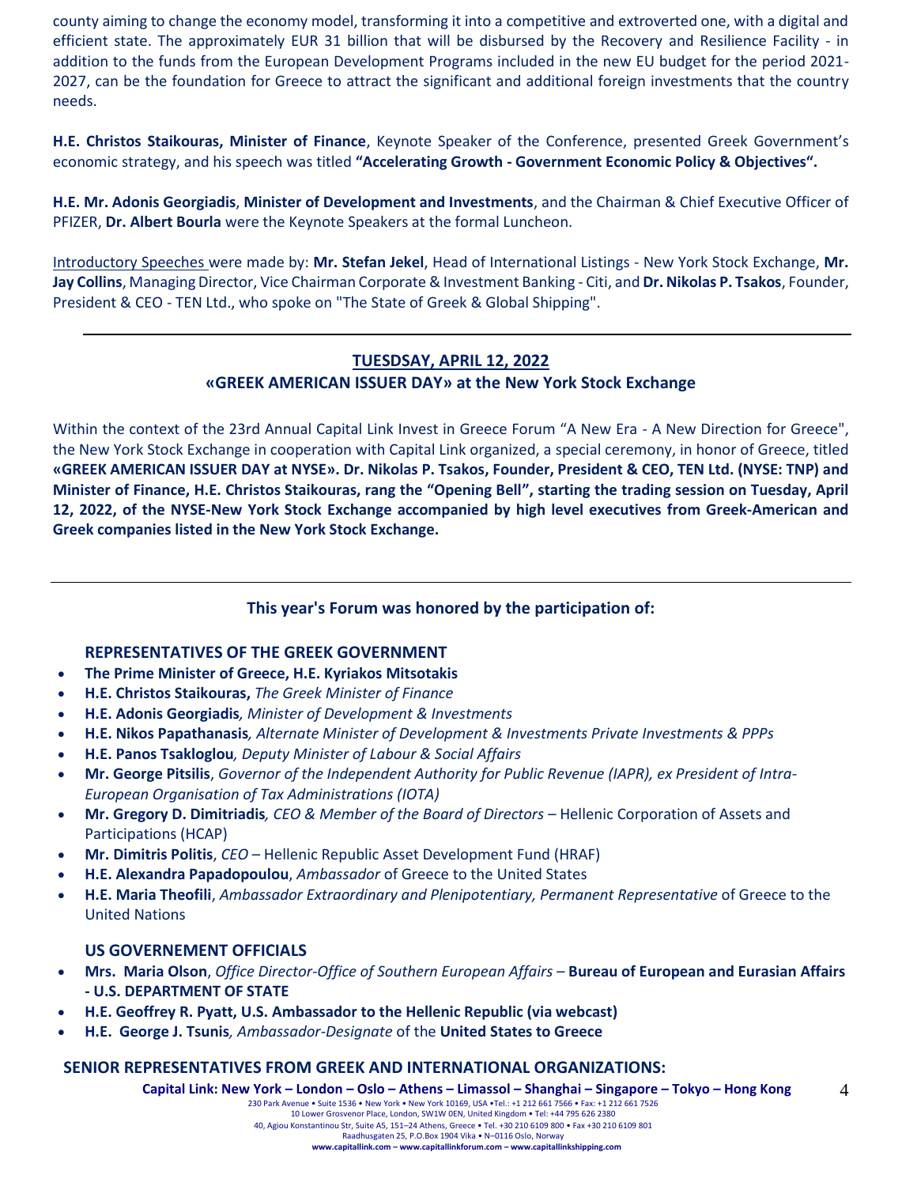county aiming to change the economy model, transforming it into a competitive and extroverted one, with a digital and efficient state. The approximately EUR 31 billion that will be disbursed by the Recovery and Resilience Facility - in addition to the funds from the European Development Programs included in the new EU budget for the period 2021-2027, can be the foundation for Greece to attract the significant and additional foreign investments that the country needs.

**H.E. Christos Staikouras, Minister of Finance**, Keynote Speaker of the Conference, presented Greek Government's economic strategy, and his speech was titled **"Accelerating Growth - Government Economic Policy & Objectives".**

**H.E. Mr. Adonis Georgiadis**, **Minister of Development and Investments**, and the Chairman & Chief Executive Officer of PFIZER, **Dr. Albert Bourla** were the Keynote Speakers at the formal Luncheon.

Introductory Speeches were made by: **Mr. Stefan Jekel**, Head of International Listings - New York Stock Exchange, **Mr. Jay Collins**, Managing Director, Vice Chairman Corporate & Investment Banking - Citi, and **Dr. Nikolas P. Tsakos**, Founder, President & CEO - TEN Ltd., who spoke on "The State of Greek & Global Shipping".

---

## TUESDSAY, APRIL 12, 2022

## «GREEK AMERICAN ISSUER DAY» at the New York Stock Exchange

Within the context of the 23rd Annual Capital Link Invest in Greece Forum "A New Era - A New Direction for Greece", the New York Stock Exchange in cooperation with Capital Link organized, a special ceremony, in honor of Greece, titled **«GREEK AMERICAN ISSUER DAY at NYSE». Dr. Nikolas P. Tsakos, Founder, President & CEO, TEN Ltd. (NYSE: TNP) and Minister of Finance, H.E. Christos Staikouras, rang the "Opening Bell", starting the trading session on Tuesday, April 12, 2022, of the NYSE-New York Stock Exchange accompanied by high level executives from Greek-American and Greek companies listed in the New York Stock Exchange.**

---

### This year's Forum was honored by the participation of:

#### REPRESENTATIVES OF THE GREEK GOVERNMENT

- **The Prime Minister of Greece, H.E. Kyriakos Mitsotakis**
- **H.E. Christos Staikouras,** *The Greek Minister of Finance*
- **H.E. Adonis Georgiadis***, Minister of Development & Investments*
- **H.E. Nikos Papathanasis***, Alternate Minister of Development & Investments Private Investments & PPPs*
- **H.E. Panos Tsakloglou***, Deputy Minister of Labour & Social Affairs*
- **Mr. George Pitsilis**, *Governor of the Independent Authority for Public Revenue (IAPR), ex President of Intra-European Organisation of Tax Administrations (IOTA)*
- **Mr. Gregory D. Dimitriadis***, CEO & Member of the Board of Directors* – Hellenic Corporation of Assets and Participations (HCAP)
- **Mr. Dimitris Politis**, *CEO* – Hellenic Republic Asset Development Fund (HRAF)
- **H.E. Alexandra Papadopoulou**, *Ambassador* of Greece to the United States
- **H.E. Maria Theofili**, *Ambassador Extraordinary and Plenipotentiary, Permanent Representative* of Greece to the United Nations

#### US GOVERNEMENT OFFICIALS

- **Mrs. Maria Olson**, *Office Director-Office of Southern European Affairs* – **Bureau of European and Eurasian Affairs - U.S. DEPARTMENT OF STATE**
- **H.E. Geoffrey R. Pyatt, U.S. Ambassador to the Hellenic Republic (via webcast)**
- **H.E. George J. Tsunis***, Ambassador-Designate* of the **United States to Greece**

#### SENIOR REPRESENTATIVES FROM GREEK AND INTERNATIONAL ORGANIZATIONS: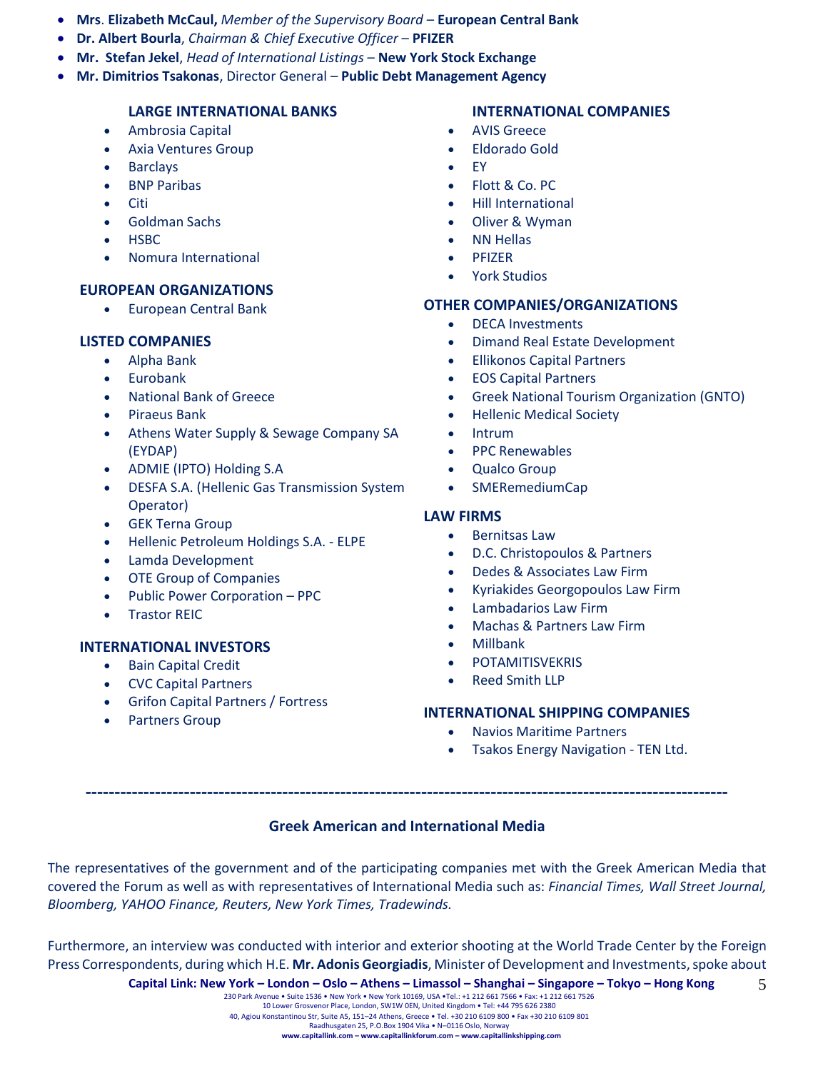- **Mrs**. **Elizabeth McCaul,** *Member of the Supervisory Board* – **European Central Bank**
- **Dr. Albert Bourla**, *Chairman & Chief Executive Officer* – **PFIZER**
- **Mr. Stefan Jekel**, *Head of International Listings* – **New York Stock Exchange**
- **Mr. Dimitrios Tsakonas**, Director General – **Public Debt Management Agency**

**LARGE INTERNATIONAL BANKS**

- Ambrosia Capital
- Axia Ventures Group
- Barclays
- BNP Paribas
- Citi
- Goldman Sachs
- HSBC
- Nomura International

**EUROPEAN ORGANIZATIONS**

- European Central Bank

**LISTED COMPANIES**

- Alpha Bank
- Eurobank
- National Bank of Greece
- Piraeus Bank
- Athens Water Supply & Sewage Company SA (EYDAP)
- ADMIE (IPTO) Holding S.A
- DESFA S.A. (Hellenic Gas Transmission System Operator)
- GEK Terna Group
- Hellenic Petroleum Holdings S.A. - ELPE
- Lamda Development
- OTE Group of Companies
- Public Power Corporation – PPC
- Trastor REIC

**INTERNATIONAL INVESTORS**

- Bain Capital Credit
- CVC Capital Partners
- Grifon Capital Partners / Fortress
- Partners Group

**INTERNATIONAL COMPANIES**

- AVIS Greece
- Eldorado Gold
- EY
- Flott & Co. PC
- Hill International
- Oliver & Wyman
- NN Hellas
- PFIZER
- York Studios

**OTHER COMPANIES/ORGANIZATIONS**

- DECA Investments
- Dimand Real Estate Development
- Ellikonos Capital Partners
- EOS Capital Partners
- Greek National Tourism Organization (GNTO)
- Hellenic Medical Society
- Intrum
- PPC Renewables
- Qualco Group
- SMERemediumCap

**LAW FIRMS**

- Bernitsas Law
- D.C. Christopoulos & Partners
- Dedes & Associates Law Firm
- Kyriakides Georgopoulos Law Firm
- Lambadarios Law Firm
- Machas & Partners Law Firm
- Millbank
- POTAMITISVEKRIS
- Reed Smith LLP

**INTERNATIONAL SHIPPING COMPANIES**

- Navios Maritime Partners
- Tsakos Energy Navigation - TEN Ltd.

---

**Greek American and International Media**

The representatives of the government and of the participating companies met with the Greek American Media that covered the Forum as well as with representatives of International Media such as: *Financial Times, Wall Street Journal, Bloomberg, YAHOO Finance, Reuters, New York Times, Tradewinds.*

Furthermore, an interview was conducted with interior and exterior shooting at the World Trade Center by the Foreign Press Correspondents, during which H.E. **Mr. Adonis Georgiadis**, Minister of Development and Investments, spoke about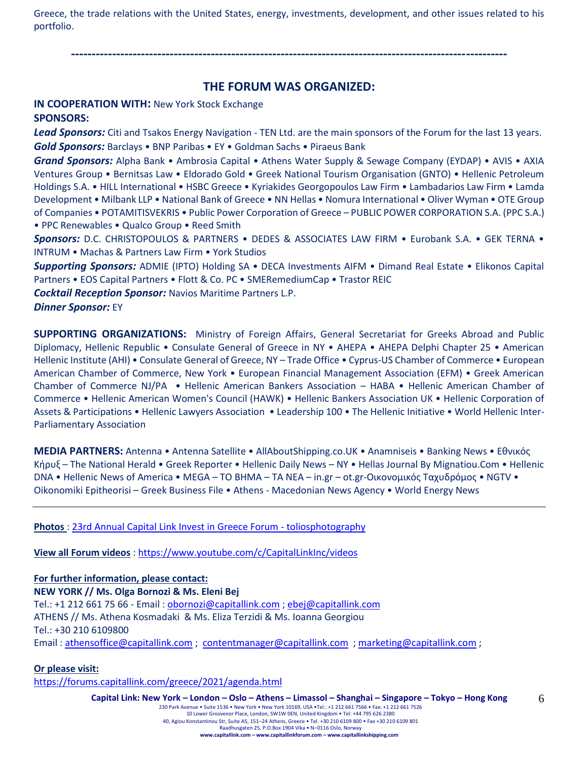Greece, the trade relations with the United States, energy, investments, development, and other issues related to his portfolio.

---

## THE FORUM WAS ORGANIZED:

**IN COOPERATION WITH:** New York Stock Exchange

**SPONSORS:**

***Lead Sponsors:*** Citi and Tsakos Energy Navigation - TEN Ltd. are the main sponsors of the Forum for the last 13 years.

***Gold Sponsors:*** Barclays • BNP Paribas • EY • Goldman Sachs • Piraeus Bank

***Grand Sponsors:*** Alpha Bank • Ambrosia Capital • Athens Water Supply & Sewage Company (EYDAP) • AVIS • AXIA Ventures Group • Bernitsas Law • Eldorado Gold • Greek National Tourism Organisation (GNTO) • Hellenic Petroleum Holdings S.A. • HILL International • HSBC Greece • Kyriakides Georgopoulos Law Firm • Lambadarios Law Firm • Lamda Development • Milbank LLP • National Bank of Greece • NN Hellas • Nomura International • Oliver Wyman • OTE Group of Companies • POTAMITISVEKRIS • Public Power Corporation of Greece – PUBLIC POWER CORPORATION S.A. (PPC S.A.) • PPC Renewables • Qualco Group • Reed Smith

***Sponsors:*** D.C. CHRISTOPOULOS & PARTNERS • DEDES & ASSOCIATES LAW FIRM • Eurobank S.A. • GEK TERNA • INTRUM • Machas & Partners Law Firm • York Studios

***Supporting Sponsors:*** ADMIE (IPTO) Holding SA • DECA Investments AIFM • Dimand Real Estate • Elikonos Capital Partners • EOS Capital Partners • Flott & Co. PC • SMERemediumCap • Trastor REIC

***Cocktail Reception Sponsor:*** Navios Maritime Partners L.P.

***Dinner Sponsor:*** EY

**SUPPORTING ORGANIZATIONS:** Ministry of Foreign Affairs, General Secretariat for Greeks Abroad and Public Diplomacy, Hellenic Republic • Consulate General of Greece in NY • AHEPA • AHEPA Delphi Chapter 25 • American Hellenic Institute (AHI) • Consulate General of Greece, NY – Trade Office • Cyprus-US Chamber of Commerce • European American Chamber of Commerce, New York • European Financial Management Association (EFM) • Greek American Chamber of Commerce NJ/PA • Hellenic American Bankers Association – HABA • Hellenic American Chamber of Commerce • Hellenic American Women's Council (HAWK) • Hellenic Bankers Association UK • Hellenic Corporation of Assets & Participations • Hellenic Lawyers Association • Leadership 100 • The Hellenic Initiative • World Hellenic Inter-Parliamentary Association

**MEDIA PARTNERS:** Antenna • Antenna Satellite • AllAboutShipping.co.UK • Anamniseis • Banking News • Εθνικός Κήρυξ – The National Herald • Greek Reporter • Hellenic Daily News – NY • Hellas Journal By Mignatiou.Com • Hellenic DNA • Hellenic News of America • MEGA – TO BHMA – TA NEA – in.gr – ot.gr-Οικονομικός Ταχυδρόμος • NGTV • Oikonomiki Epitheorisi – Greek Business File • Athens - Macedonian News Agency • World Energy News

---

**Photos** : 23rd Annual Capital Link Invest in Greece Forum - toliosphotography

**View all Forum videos** : https://www.youtube.com/c/CapitalLinkInc/videos

**For further information, please contact:**

**NEW YORK // Ms. Olga Bornozi & Ms. Eleni Bej**

Tel.: +1 212 661 75 66 - Email : obornozi@capitallink.com ; ebej@capitallink.com

ATHENS // Ms. Athena Kosmadaki & Ms. Eliza Terzidi & Ms. Ioanna Georgiou

Tel.: +30 210 6109800

Email : athensoffice@capitallink.com ; contentmanager@capitallink.com ; marketing@capitallink.com ;

**Or please visit:**

https://forums.capitallink.com/greece/2021/agenda.html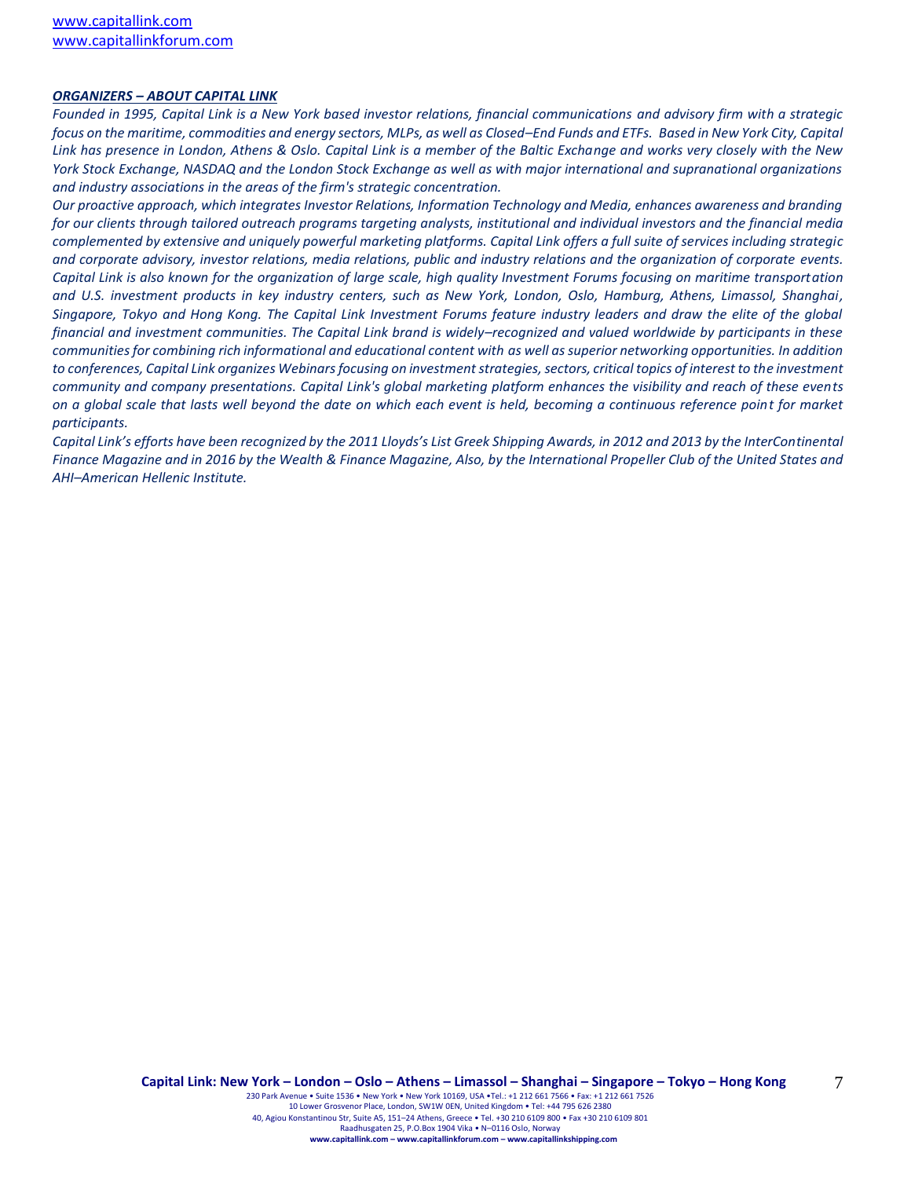[www.capitallink.com](http://www.capitallink.com)
[www.capitallinkforum.com](http://www.capitallinkforum.com)

***ORGANIZERS – ABOUT CAPITAL LINK***

*Founded in 1995, Capital Link is a New York based investor relations, financial communications and advisory firm with a strategic focus on the maritime, commodities and energy sectors, MLPs, as well as Closed–End Funds and ETFs. Based in New York City, Capital Link has presence in London, Athens & Oslo. Capital Link is a member of the Baltic Exchange and works very closely with the New York Stock Exchange, NASDAQ and the London Stock Exchange as well as with major international and supranational organizations and industry associations in the areas of the firm's strategic concentration.*

*Our proactive approach, which integrates Investor Relations, Information Technology and Media, enhances awareness and branding for our clients through tailored outreach programs targeting analysts, institutional and individual investors and the financial media complemented by extensive and uniquely powerful marketing platforms. Capital Link offers a full suite of services including strategic and corporate advisory, investor relations, media relations, public and industry relations and the organization of corporate events. Capital Link is also known for the organization of large scale, high quality Investment Forums focusing on maritime transportation and U.S. investment products in key industry centers, such as New York, London, Oslo, Hamburg, Athens, Limassol, Shanghai, Singapore, Tokyo and Hong Kong. The Capital Link Investment Forums feature industry leaders and draw the elite of the global financial and investment communities. The Capital Link brand is widely–recognized and valued worldwide by participants in these communities for combining rich informational and educational content with as well as superior networking opportunities. In addition to conferences, Capital Link organizes Webinars focusing on investment strategies, sectors, critical topics of interest to the investment community and company presentations. Capital Link's global marketing platform enhances the visibility and reach of these events on a global scale that lasts well beyond the date on which each event is held, becoming a continuous reference point for market participants.*

*Capital Link's efforts have been recognized by the 2011 Lloyds's List Greek Shipping Awards, in 2012 and 2013 by the InterContinental Finance Magazine and in 2016 by the Wealth & Finance Magazine, Also, by the International Propeller Club of the United States and AHI–American Hellenic Institute.*

**Capital Link: New York – London – Oslo – Athens – Limassol – Shanghai – Singapore – Tokyo – Hong Kong**

230 Park Avenue • Suite 1536 • New York • New York 10169, USA •Tel.: +1 212 661 7566 • Fax: +1 212 661 7526
10 Lower Grosvenor Place, London, SW1W 0EN, United Kingdom • Tel: +44 795 626 2380
40, Agiou Konstantinou Str, Suite A5, 151–24 Athens, Greece • Tel. +30 210 6109 800 • Fax +30 210 6109 801
Raadhusgaten 25, P.O.Box 1904 Vika • N–0116 Oslo, Norway
**www.capitallink.com – www.capitallinkforum.com – www.capitallinkshipping.com**